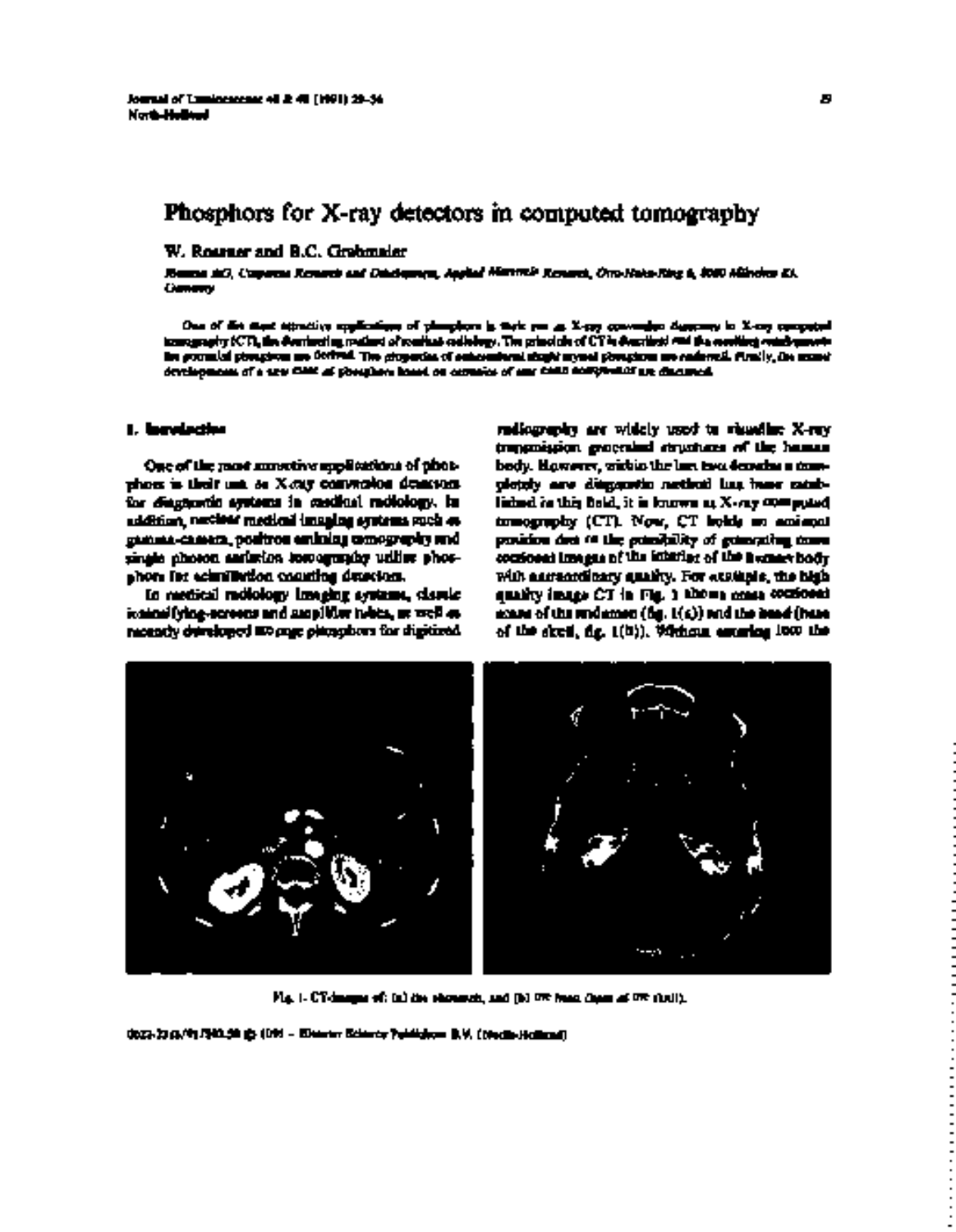# Phosphors for X-ray detectors in computed tomography

W. Rossner and B.C. Grabmaier

*Siemens AG, Corporate Research and Development, Applied Materials Research, Otto-Hahn-Ring 6, 8000 München 83, Germany*

One of the most attractive applications of phosphors is their use as X-ray conversion detectors in X-ray computed tomography (CT), the fascinating method of medical radiology. The principle of CT is described and the resulting requirements for potential phosphors are derived. The properties of conventional single crystal phosphors are reviewed. Finally, the recent developments of a new class of phosphors based on ceramics of rare earth compounds are discussed.

## 1. Introduction

One of the most attractive applications of phosphors is their use as X-ray conversion detectors for diagnostic systems in medical radiology. In addition, nuclear medical imaging systems such as gamma-camera, positron emission tomography and single photon emission tomography utilize phosphors for scintillation counting detectors.

In medical radiology imaging systems, classic intensifying-screens and amplifier tubes, as well as recently developed storage phosphors for digitized radiography are widely used to visualize X-ray transmission generated structures of the human body. However, within the last two decades a completely new diagnostic method has been established in this field, it is known as X-ray computed tomography (CT). Now, CT holds an eminent position due to the possibility of generating cross sectional images of the interior of the human body with extraordinary quality. For example, the high quality image CT in Fig. 1 shows cross sectional scans of the abdomen (fig. 1(a)) and the head (base of the skull, fig. 1(b)). Without entering into the

Fig. 1. CT-images of: (a) the abdomen, and (b) the head (base of the skull).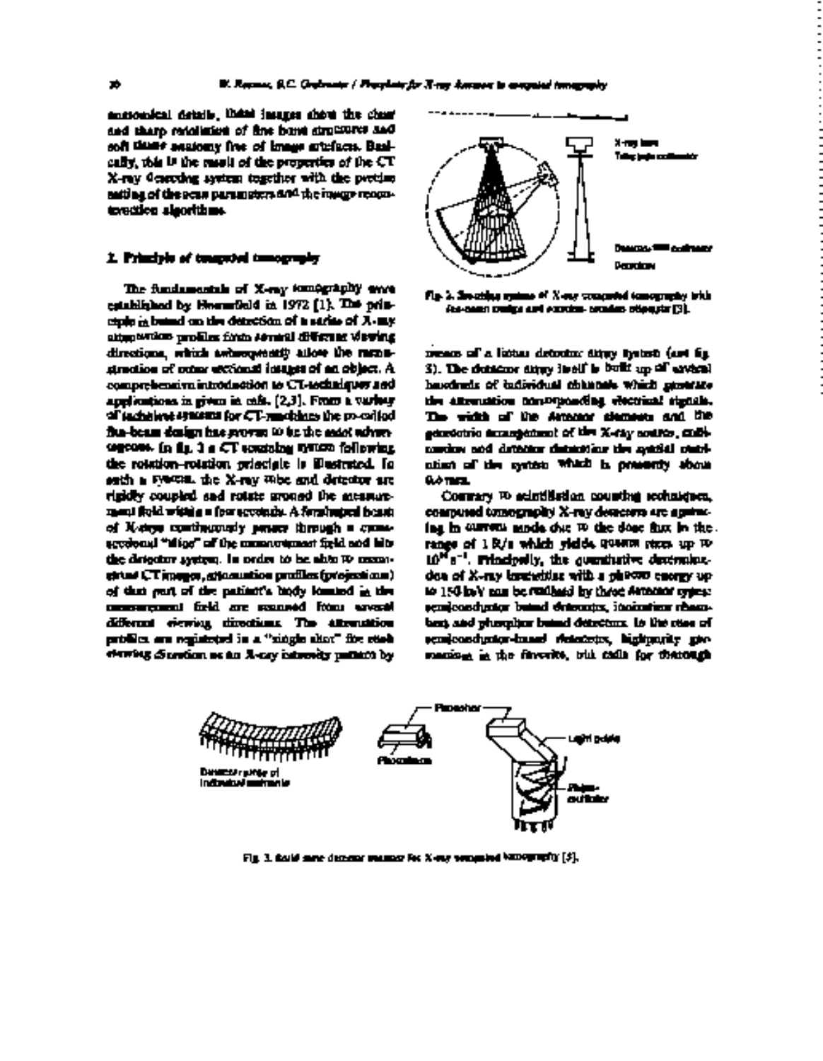anatomical details, these images show the clear and sharp resolution of fine bone structures and soft tissue anatomy free of image artefacts. Basically, this is the result of the properties of the CT X-ray detecting system together with the precise setting of the scan parameters and the image reconstruction algorithms.

## 2. Principle of computed tomography

The fundamentals of X-ray tomography were established by Hounsfield in 1972 [1]. The principle is based on the detection of a series of X-ray attenuation profiles from several different viewing directions, which subsequently allow the reconstruction of cross sectional images of an object. A comprehensive introduction to CT-techniques and applications is given in refs. [2,3]. From a variety of technical systems for CT-machines the so-called fan-beam design has proven to be the most advantageous. In fig. 2 a CT scanning system following the rotation–rotation principle is illustrated. In such a system, the X-ray tube and detector are rigidly coupled and rotate around the measurement field within a few seconds. A fan-shaped beam of X-rays continuously passes through a cross-sectional "slice" of the measurement field and hits the detector system. In order to be able to reconstruct CT images, attenuation profiles (projections) of that part of the patient's body located in the measurement field are scanned from several different viewing directions. The attenuation profiles are registered in a "single shot" for each viewing direction as an X-ray intensity pattern by

Fig. 2. Scanning system of X-ray computed tomography with fan-beam design and rotation–rotation principle [3].

means of a linear detector array system (see fig. 3). The detector array itself is built up of several hundreds of individual channels which generate the attenuation corresponding electrical signals. The width of the detector elements and the geometric arrangement of the X-ray source, collimator and detector determine the spatial resolution of the system which is presently about 0.4 mm.

Contrary to scintillation counting techniques, computed tomography X-ray detectors are operating in current mode due to the dose flux in the range of 1 R/s which yields quanta rates up to $10^{10}$ $s^{-1}$. Principally, the quantitative determination of X-ray intensities with a photon energy up to 150 keV can be realized by three detector types: semiconductor based detectors, ionization chambers and phosphor based detectors. In the case of semiconductor-based detectors, high-purity germanium is the favorite, but calls for thorough

Fig. 3. Solid state detector system for X-ray computed tomography [3].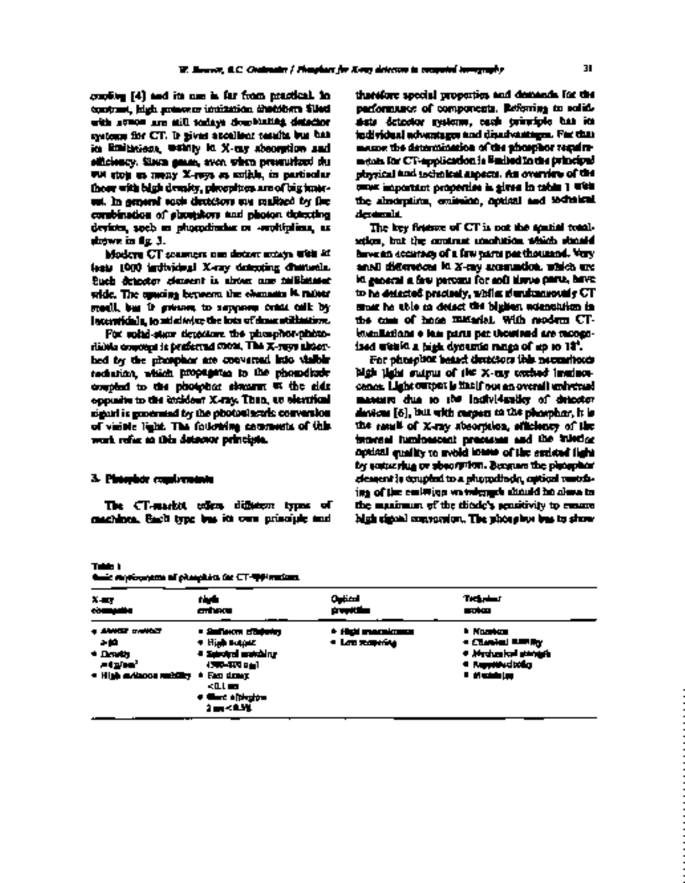cooling [4] and its use is far from practical. In contrast, high pressure ionization chambers filled with xenon are still todays dominating detector systems for CT. It gives excellent results but has its limitations, mainly in X-ray absorption and efficiency. Since gases, even when pressurized do not stop as many X-rays as solids, in particular those with high density, phosphors are of big interest. In general such detectors are realized by the combination of phosphors and photon detecting devices, such as photodiodes or -multipliers, as shown in fig. 3.

Modern CT scanners use detector arrays with at least 1000 individual X-ray detecting channels. Each detector element is about one millimeter wide. The spacing between the elements is rather small, but it gives to suppress cross talk by interstitials, to minimize the loss of dose utilization.

For solid-state detectors the phosphor-photodiode concept is preferred most. The X-rays absorbed by the phosphor are converted into visible radiation, which propagates to the photodiode coupled to the phosphor element at the side opposite to the incident X-ray. Then, an electrical signal is generated by the photoelectric conversion of visible light. The following comments of this work refer to this detector principle.

## 3. Phosphor requirements

The CT-market offers different types of machines. Each type has its own principle and therefore special properties and demands for the performance of components. Referring to solid-state detector systems, each principle has its individual advantages and disadvantages. For that reason the determination of the phosphor requirements for CT-application is limited to the principal physical and technical aspects. An overview of the most important properties is given in table 1 with the absorption, emission, optical and technical demands.

The key feature of CT is not the spatial resolution, but the contrast resolution which should have an accuracy of a few parts per thousand. Very small differences in X-ray attenuation, which are in general a few percent for soft tissue parts, have to be detected precisely, while simultaneously CT must be able to detect the highest attenuation in the case of bone material. With modern CT-installations a few parts per thousand are recognized within a high dynamic range of up to $10^6$.

For phosphor based detectors this necessitates high light output of the X-ray excited luminescence. Light output is itself not an overall universal measure due to the individuality of detector devices [6], but with respect to the phosphor, it is the result of X-ray absorption, efficiency of the internal luminescent processes and the interior optical quality to avoid losses of the emitted light by scattering or absorption. Because the phosphor element is coupled to a photodiode, optical matching of the emission wavelength should be close to the maximum of the diode's sensitivity to ensure high signal conversion. The phosphor has to show

Table 1
Basic requirements of phosphors for CT-applications

| X-ray absorption | Light emission | Optical properties | Technical aspects |
|---|---|---|---|
| • Atomic number ≥ 50<br>• Density ≥ 4 g/cm³<br>• High radiation stability | • Sufficient efficiency<br>• High output<br>• Spectral matching (500–800 nm)<br>• Fast decay < 0.1 ms<br>• Short afterglow 3 ms < 0.1% | • High transmission<br>• Low scattering | • Nontoxic<br>• Chemical stability<br>• Mechanical strength<br>• Reproducibility<br>• Machining |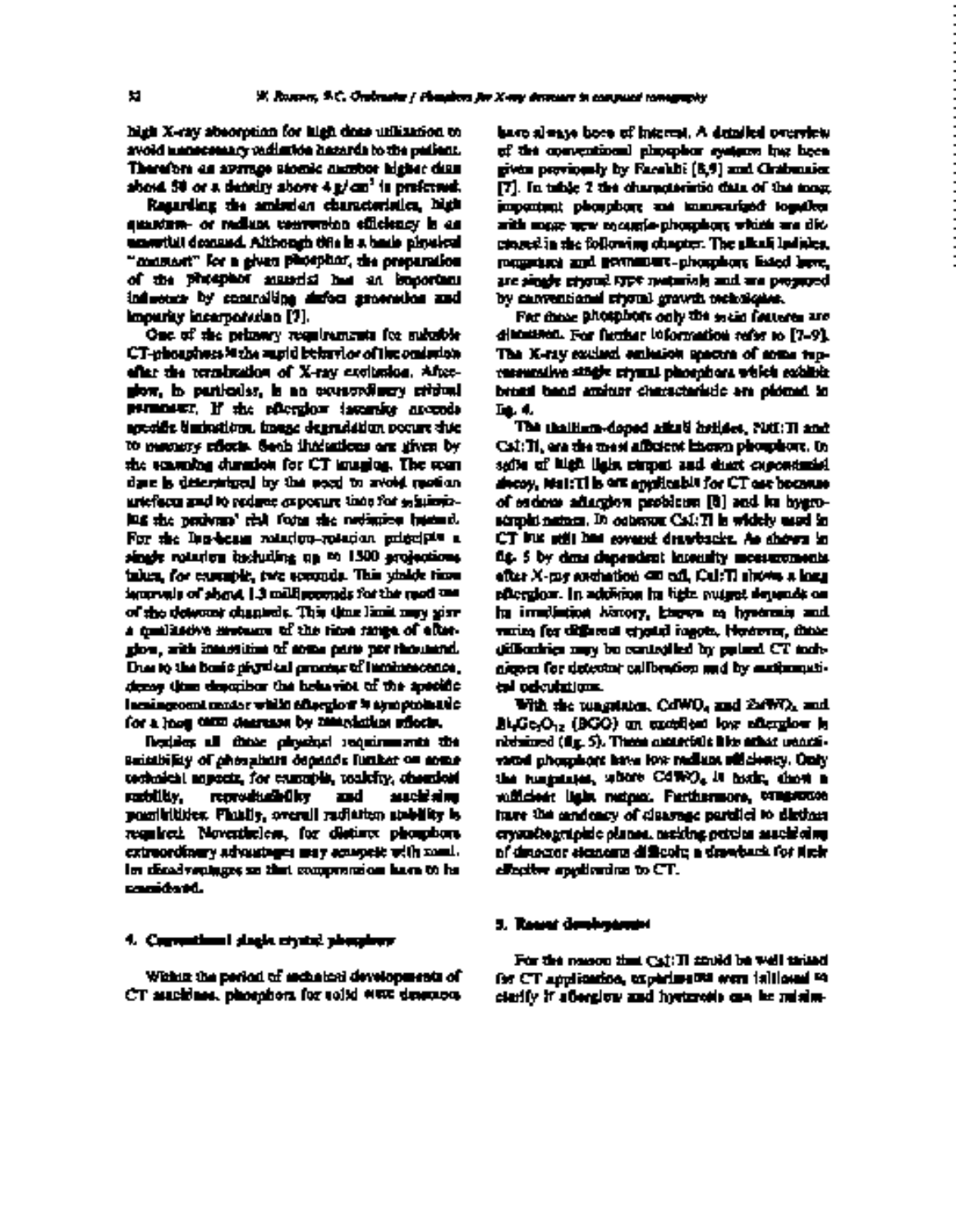high X-ray absorption for high dose utilization to avoid unnecessary radiation hazards to the patient. Therefore an average atomic number higher than about 50 or a density above 4 g/cm$^3$ is preferred.

Regarding the emission characteristics, high quantum- or radiant conversion efficiency is an essential demand. Although this is a basic physical "constant" for a given phosphor, the preparation of the phosphor material has an important influence by controlling defect generation and impurity incorporation [7].

One of the primary requirements for suitable CT-phosphors is the rapid behavior of the emission after the termination of X-ray excitation. Afterglow, in particular, is an extraordinary critical parameter. If the afterglow intensity exceeds specific limitations, image degradation occurs due to memory effects. Such limitations are given by the scanning duration for CT imaging. The scan time is determined by the need to avoid motion artefacts and to reduce exposure time for minimizing the patients' risk from the radiation hazard. For the fan-beam rotation-rotation principle a single rotation including up to 1500 projections takes, for example, two seconds. This yields time intervals of about 1.3 milliseconds for the read out of the detector channels. This time limit may give a qualitative measure of the time range of afterglow, with intensities of some parts per thousand. Due to the basic physical process of luminescence, decay time describes the behavior of the specific luminescent center while afterglow is symptomatic for a long term decrease by trap-related effects.

Besides all these physical requirements the suitability of phosphors depends further on some technical aspects, for example, toxicity, chemical stability, reproducibility and machining possibilities. Finally, overall radiation stability is required. Nevertheless, for distinct phosphors extraordinary advantages may compete with some of its disadvantages so that compromises have to be considered.

## 4. Conventional single crystal phosphors

Within the period of technical developments of CT machines, phosphors for solid state detectors have always been of interest. A detailed overview of the conventional phosphor systems has been given previously by Farukhi [8,9] and Grabmaier [7]. In table 2 the characteristic data of the most important phosphors are summarized together with some new ceramic-phosphors which are discussed in the following chapter. The alkali halides, tungstates and germanate-phosphors listed here, are single crystal type materials and are prepared by conventional crystal growth techniques.

For these phosphors only the main features are discussed. For further information refer to [7–9]. The X-ray excited emission spectra of some representative single crystal phosphors which exhibit broad band emission characteristic are plotted in fig. 4.

The thallium-doped alkali halides, NaI:Tl and CsI:Tl, are the most efficient known phosphors. In spite of high light output and short exponential decay, NaI:Tl is not applicable for CT use because of serious afterglow problems [8] and its hygroscopic nature. In contrast CsI:Tl is widely used in CT but still has several drawbacks. As shown in fig. 5 by time dependent intensity measurements after X-ray excitation cut off, CsI:Tl shows a long afterglow. In addition its light output depends on its irradiation history, known as hysteresis and varies for different crystal ingots. However, these difficulties may be controlled by pulsed CT techniques for detector calibration and by mathematical calculations.

With the tungstates, $CdWO_4$ and $ZnWO_4$, and $Bi_4Ge_3O_{12}$ (BGO) an excellent low afterglow is obtained (fig. 5). These materials like other unactivated phosphors have low radiant efficiency. Only the tungstates, where $CdWO_4$ is toxic, show a sufficient light output. Furthermore, tungstates have the tendency of cleavage parallel to distinct crystallographic planes, making precise machining of detector elements difficult; a drawback for their effective application to CT.

## 5. Recent developments

For the reason that CsI:Tl could be well suited for CT application, experiments were initiated to clarify if afterglow and hysteresis can be minim-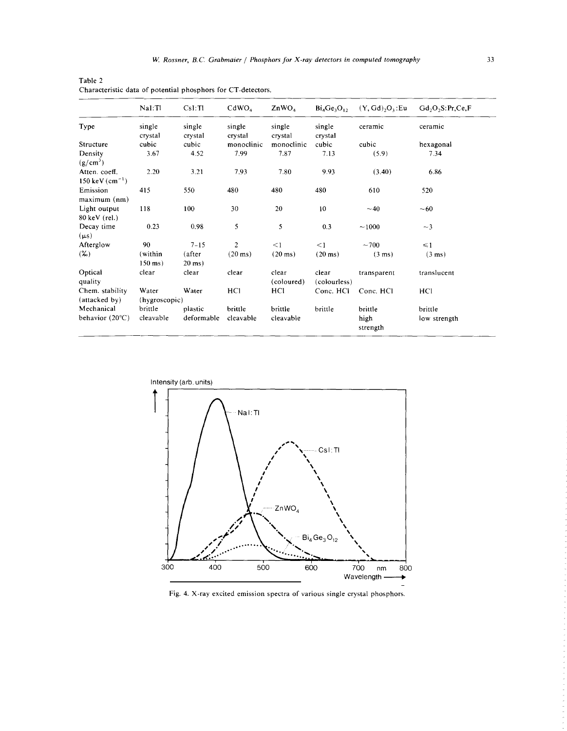Table 2
Characteristic data of potential phosphors for CT-detectors.

| | NaI:Tl | CsI:Tl | $CdWO_4$ | $ZnWO_4$ | $Bi_4Ge_3O_{12}$ | $(Y, Gd)_2O_3$:Eu | $Gd_2O_2S$:Pr,Ce,F |
|---|---|---|---|---|---|---|---|
| Type | single crystal | single crystal | single crystal | single crystal | single crystal | ceramic | ceramic |
| Structure | cubic | cubic | monoclinic | monoclinic | cubic | cubic | hexagonal |
| Density ($g/cm^3$) | 3.67 | 4.52 | 7.99 | 7.87 | 7.13 | (5.9) | 7.34 |
| Atten. coeff. 150 keV ($cm^{-1}$) | 2.20 | 3.21 | 7.93 | 7.80 | 9.93 | (3.40) | 6.86 |
| Emission maximum (nm) | 415 | 550 | 480 | 480 | 480 | 610 | 520 |
| Light output 80 keV (rel.) | 118 | 100 | 30 | 20 | 10 | ~40 | ~60 |
| Decay time (μs) | 0.23 | 0.98 | 5 | 5 | 0.3 | ~1000 | ~3 |
| Afterglow (‰) | 90 (within 150 ms) | 7–15 (after 20 ms) | 2 (20 ms) | <1 (20 ms) | <1 (20 ms) | ~700 (3 ms) | ≤1 (3 ms) |
| Optical quality | clear | clear | clear | clear (coloured) | clear (colourless) | transparent | translucent |
| Chem. stability (attacked by) | Water (hygroscopic) | Water | HCl | HCl | Conc. HCl | Conc. HCl | HCl |
| Mechanical behavior (20°C) | brittle cleavable | plastic deformable | brittle cleavable | brittle cleavable | brittle | brittle high strength | brittle low strength |

Fig. 4. X-ray excited emission spectra of various single crystal phosphors.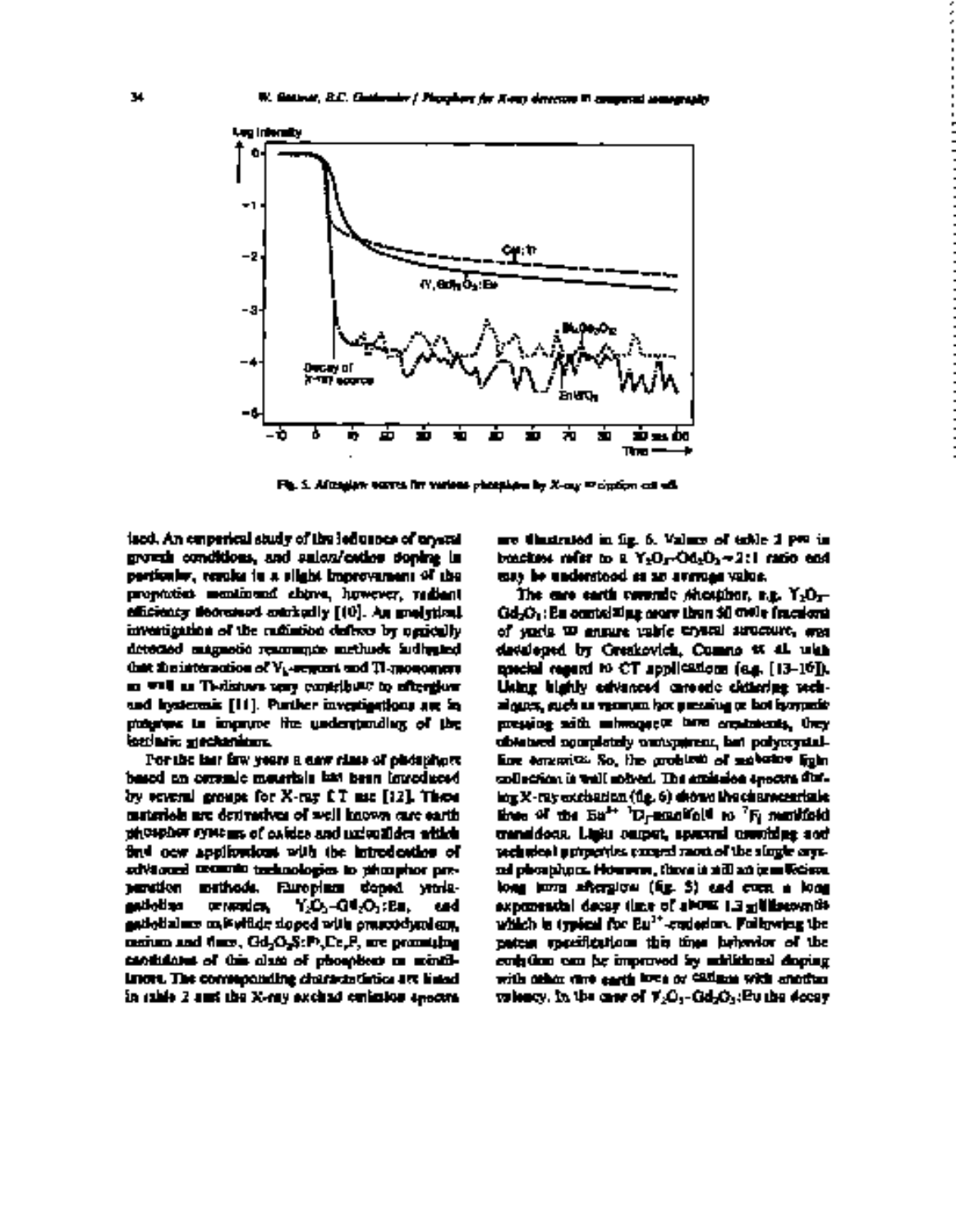Fig. 5. Afterglow curves for various phosphors by X-ray excitation cut off.

ited. An emperical study of the influence of crystal growth conditions, and anion/cation doping in particular, results in a slight improvement of the properties mentioned above, however, radiant efficiency decreased markedly [10]. An analytical investigation of the radiation defects by optically detected magnetic resonance methods indicated that the interaction of $V_k$-centers and Tl-monomers as well as Tl-dimers may contribute to afterglow and hysteresis [11]. Further investigations are in progress to improve the understanding of the intrinsic mechanisms.

For the last few years a new class of phosphors based on ceramic materials has been introduced by several groups for X-ray CT use [12]. These materials are derivatives of well known rare earth phosphor systems of oxides and oxisulfides which find new applications with the introduction of advanced ceramic technologies to phosphor preparation methods. Europium doped yttria-gadolinia ceramics, $Y_2O_3$–$Gd_2O_3$:Eu, and gadolinium oxisulfide doped with praseodymium, cerium and fluor, $Gd_2O_2S$:Pr,Ce,F, are promising candidates of this class of phosphors as scintillators. The corresponding characteristics are listed in table 2 and the X-ray excited emission spectra are illustrated in fig. 6. Values of table 2 are in brackets refer to a $Y_2O_3$–$Gd_2O_3$ = 2 : 1 ratio and may be understood as an average value.

The rare earth ceramic phosphor, e.g. $Y_2O_3$–$Gd_2O_3$:Eu containing more than 50 mole fraction of yttria to ensure cubic crystal structure, was developed by Greskovich, Cusano et al. with special regard to CT applications (e.g. [13–16]). Using highly advanced ceramic sintering techniques, such as vacuum hot pressing or hot isostatic pressing with subsequent heat treatments, they obtained completely transparent, but polycrystalline ceramics. So, the problem of sufficient light collection is well solved. The emission spectra during X-ray excitation (fig. 6) shows the characteristic lines of the $Eu^{3+}$ $^5D_J$-manifold to $^7F_J$ manifold transitions. Light output, spectral matching and technical properties exceed most of the single crystal phosphors. However, there is still an insufficient long term afterglow (fig. 5) and even a long exponential decay time of about 1.2 milliseconds which is typical for $Eu^{3+}$-emission. Following the patent specifications this time behavior of the emission can be improved by additional doping with other rare earth ions or cations with another valency. In the case of $Y_2O_3$–$Gd_2O_3$:Eu the decay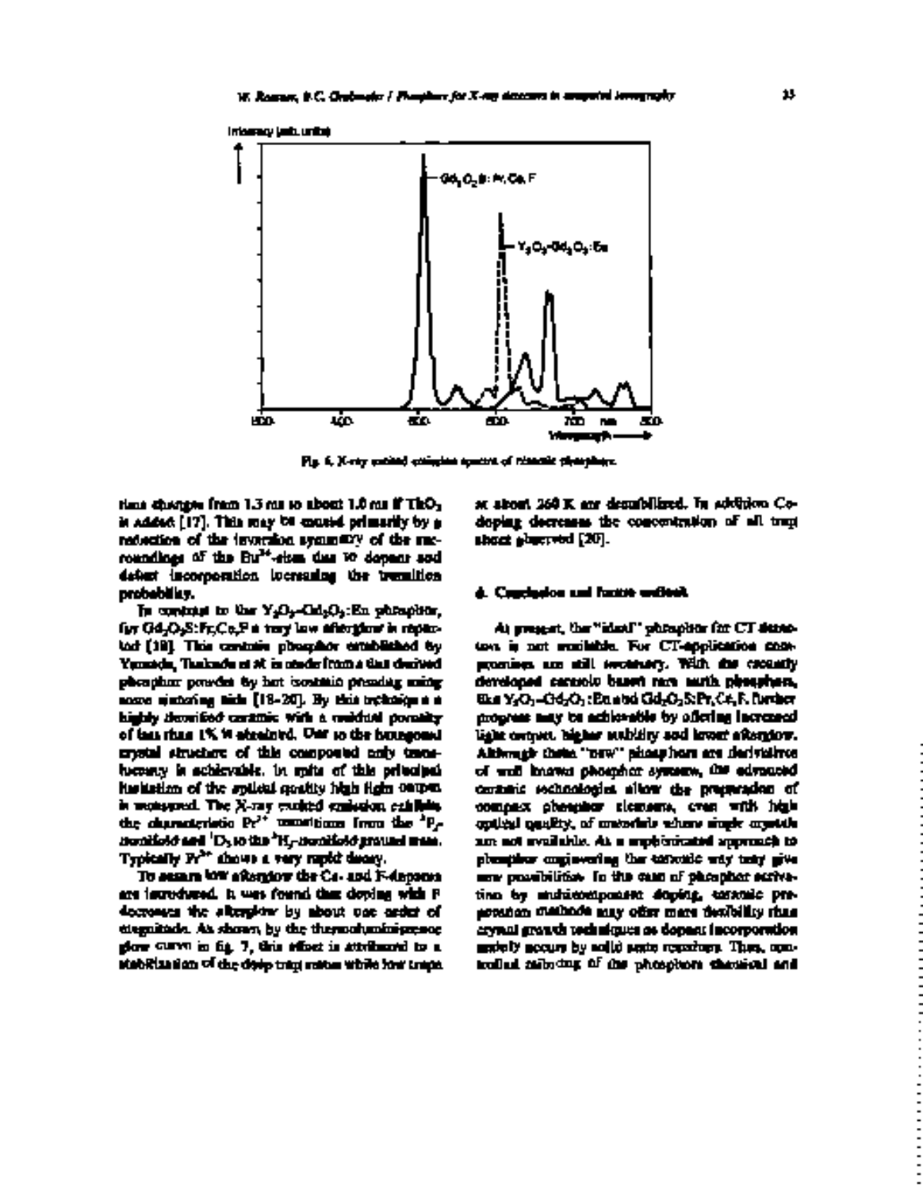Fig. 6. X-ray excited emission spectra of ceramic phosphors.

time changes from 1.3 ms to about 1.0 ms if $ThO_2$ is added [17]. This may be caused primarily by a reduction of the inversion symmetry of the surroundings of the $Eu^{3+}$-sites due to dopant and defect incorporation increasing the transition probability.

In contrast to the $Y_2O_3$–$Gd_2O_3$:Eu phosphor, for $Gd_2O_2S$:Pr,Ce,F a very low afterglow is reported [18]. This ceramic phosphor established by Yamada, Tsukuda et al. is made from a fine doped phosphor powder by hot isostatic pressing using some sintering aids [18–20]. By this technique a highly densified ceramic with a residual porosity of less than 1% is attained. Due to the hexagonal crystal structure of this compound only translucency is achievable. In spite of this principal limitation of the optical quality high light output is measured. The X-ray excited emission exhibits the characteristic $Pr^{3+}$ transitions from the $^3P_J$-manifold and $^1D_2$ to the $^3H_J$-manifold ground state. Typically $Pr^{3+}$ shows a very rapid decay.

To assure low afterglow the Ce- and F-dopants are introduced. It was found that doping with F decreases the afterglow by about one order of magnitude. As shown by the thermoluminescence glow curve in fig. 7, this effect is attributed to a stabilization of the deep trap states while low traps at about 260 K are destabilized. In addition Ce-doping decreases the concentration of all trap states observed [20].

## 4. Conclusion and future outlook

At present, the "ideal" phosphor for CT detectors is not available. For CT-application compromises are still necessary. With the recently developed ceramic based rare earth phosphors, like $Y_2O_3$–$Gd_2O_3$:Eu and $Gd_2O_2S$:Pr,Ce,F, further progress may be achievable by offering increased light output, higher stability and lower afterglow. Although these "new" phosphors are derivatives of well known phosphor systems, the advanced ceramic technologies allow the preparation of compact phosphor elements, even with high optical quality, of materials where single crystals are not available. As a sophisticated approach to phosphor engineering the ceramic way may give new possibilities. In the case of phosphor activation by multicomponent doping, ceramic preparation methods may offer more flexibility than crystal growth techniques as dopant incorporation mainly occurs by solid state reactions. Thus, controlled tailoring of the phosphors chemical and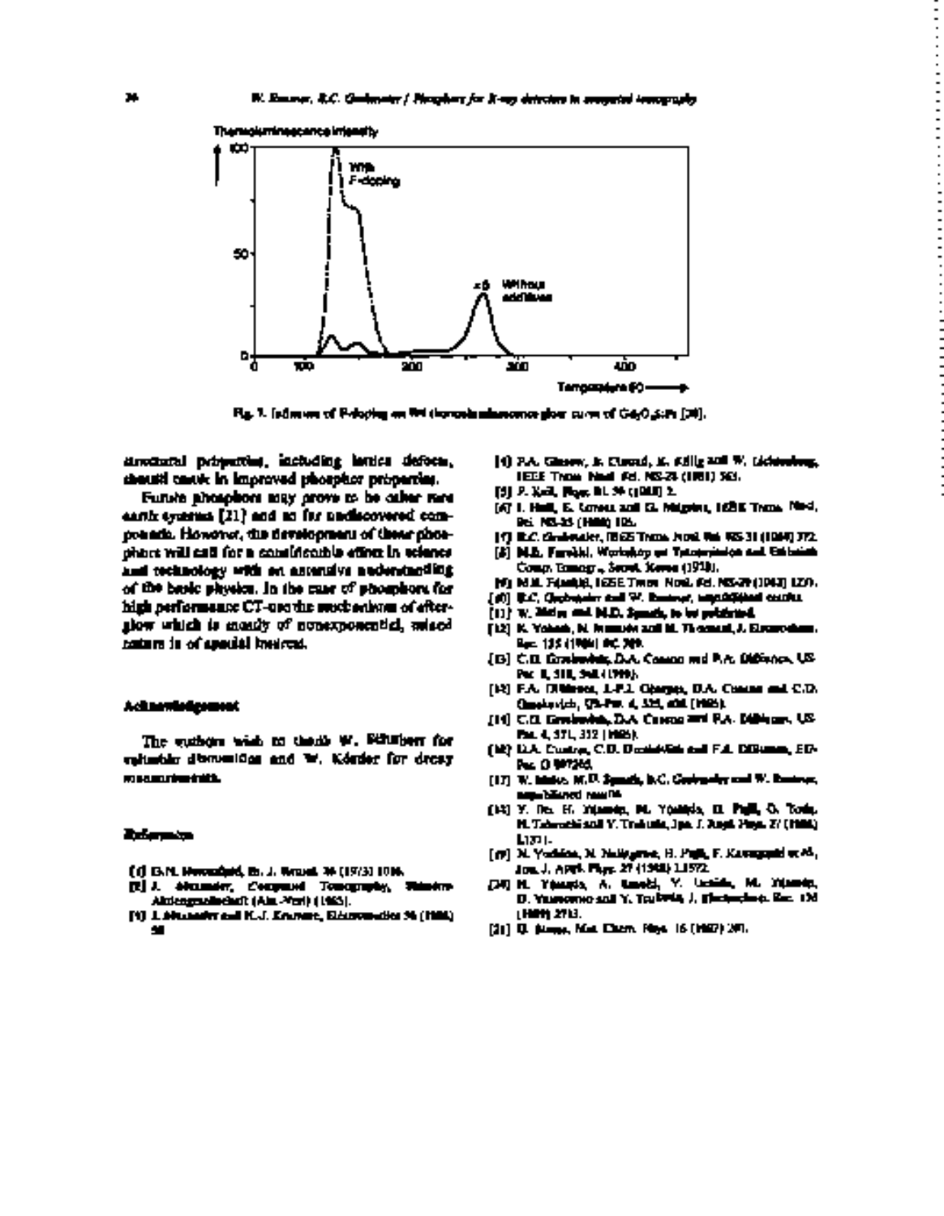Thermoluminescence intensity

100

50

0

With F-doping

×6 Without additives

0 100 200 300 400

Temperature (C)

Fig. 7. Influence of F-doping on the thermoluminescence glow curve of $Gd_2O_2S$:Pr [20].

structural properties, including lattice defects, should result in improved phosphor properties.

Future phosphors may prove to be other rare earth systems [21] and so far undiscovered compounds. However, the development of these phosphors will call for a considerable effort in science and technology with an extensive understanding of the basic physics. In the case of phosphors for high performance CT-use the mechanism of afterglow which is mostly of nonexponential, mixed nature is of special interest.

## Acknowledgement

The authors wish to thank W. Schubert for valuable discussion and W. Kärster for decay measurements.

## References

[1] G.N. Hounsfield, Br. J. Radiol. 46 (1973) 1016.
[2] J. Kleinmeier, Computed Tomography, Siemens Aktiengesellschaft (Am-Verl) (1985).
[3] J. Kleinmeier and H.J. Krumme, Electromedica 56 (1988) 58.
[4] P.A. Glasow, R. Clausl, K. Killig and W. Lichtenberg, IEEE Trans. Nucl. Sci. NS-28 (1981) 563.
[5] P. Kell, Phys. Bl. 34 (1988) 2.
[6] I. Holl, E. Lorenz and G. Mageras, IEEE Trans. Nucl. Sci. NS-35 (1988) 105.
[7] R.C. Grabmaier, IEEE Trans. Nucl. Sci. NS-31 (1984) 372.
[8] M.R. Farukhi, Workshop on Tomographic and Emission Comp. Tomogr., Seoul, Korea (1978).
[9] M.R. Farukhi, IEEE Trans. Nucl. Sci. NS-29 (1982) 1237.
[10] B.C. Grabmaier and W. Rossner, unpublished results.
[11] W. Meier and M.D. Spmath, to be published.
[12] K. Yokoh, N. Matsuda and M. Thomas, J. Electrochem. Soc. 135 (1988) 89C 709.
[13] C.D. Greskovich, D.A. Cusano and F.A. DiBianca, US Pat. 4, 518, 546 (1985).
[14] F.A. DiBianca, J.-P.J. Georges, D.A. Cusano and C.D. Greskovich, US-Pat. 4, 525, 628 (1985).
[15] C.D. Greskovich, D.A. Cusano and F.A. DiBianca, US Pat. 4, 571, 312 (1986).
[16] D.A. Cusano, C.D. Greskovich and F.A. DiBianca, EU-Pat. 0 097296.
[17] W. Meier, M.D. Spmath, B.C. Grabmaier and W. Rossner, unpublished results.
[18] Y. Ito, H. Yamada, M. Yoshida, H. Fujii, G. Toda, H. Takeuchi and Y. Tsukuda, Jpn. J. Appl. Phys. 27 (1988) L1371.
[19] N. Yoshida, N. Nakagawa, H. Fujii, F. Kawaguchi et al., Jpn. J. Appl. Phys. 27 (1988) L1572.
[20] H. Yamada, A. Suzuki, Y. Uchida, M. Yoshida, H. Yamamoto and Y. Tsukuda, J. Electrochem. Soc. 136 (1989) 2713.
[21] G. Blasse, Mat. Chem. Phys. 16 (1987) 201.